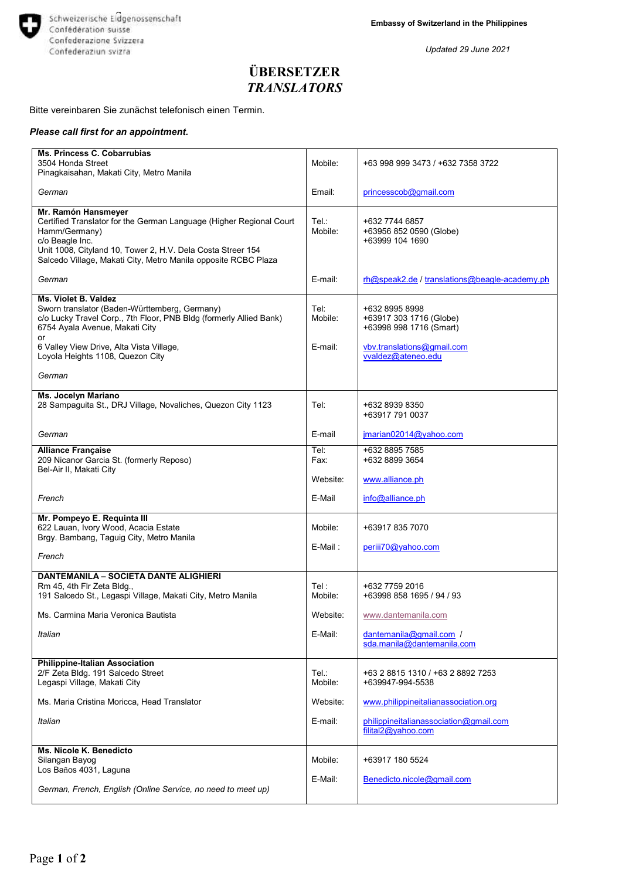Schweizerische Eidgenossenschaft
Confédération suisse
Confederazione Svizzera
Confederaziun svizra

**Embassy of Switzerland in the Philippines**

*Updated 29 June 2021*

# ÜBERSETZER
# *TRANSLATORS*

Bitte vereinbaren Sie zunächst telefonisch einen Termin.

***Please call first for an appointment.***

| Name / Address | | Contact |
|---|---|---|
| **Ms. Princess C. Cobarrubias**<br>3504 Honda Street<br>Pinagkaisahan, Makati City, Metro Manila<br><br>*German* | Mobile:<br><br>Email: | +63 998 999 3473 / +632 7358 3722<br><br>princesscob@gmail.com |
| **Mr. Ramón Hansmeyer**<br>Certified Translator for the German Language (Higher Regional Court Hamm/Germany)<br>c/o Beagle Inc.<br>Unit 1008, Cityland 10, Tower 2, H.V. Dela Costa Street 154<br>Salcedo Village, Makati City, Metro Manila opposite RCBC Plaza<br><br>*German* | Tel.:<br>Mobile:<br><br>E-mail: | +632 7744 6857<br>+63956 852 0590 (Globe)<br>+63999 104 1690<br><br>rh@speak2.de / translations@beagle-academy.ph |
| **Ms. Violet B. Valdez**<br>Sworn translator (Baden-Württemberg, Germany)<br>c/o Lucky Travel Corp., 7th Floor, PNB Bldg (formerly Allied Bank)<br>6754 Ayala Avenue, Makati City<br>or<br>6 Valley View Drive, Alta Vista Village,<br>Loyola Heights 1108, Quezon City<br><br>*German* | Tel:<br>Mobile:<br><br>E-mail: | +632 8995 8998<br>+63917 303 1716 (Globe)<br>+63998 998 1716 (Smart)<br><br>vbv.translations@gmail.com<br>vvaldez@ateneo.edu |
| **Ms. Jocelyn Mariano**<br>28 Sampaguita St., DRJ Village, Novaliches, Quezon City 1123<br><br>*German* | Tel:<br><br>E-mail | +632 8939 8350<br>+63917 791 0037<br><br>jmarian02014@yahoo.com |
| **Alliance Française**<br>209 Nicanor Garcia St. (formerly Reposo)<br>Bel-Air II, Makati City<br><br>*French* | Tel:<br>Fax:<br><br>Website:<br><br>E-Mail | +632 8895 7585<br>+632 8899 3654<br><br>www.alliance.ph<br><br>info@alliance.ph |
| **Mr. Pompeyo E. Requinta III**<br>622 Lauan, Ivory Wood, Acacia Estate<br>Brgy. Bambang, Taguig City, Metro Manila<br><br>*French* | Mobile:<br><br>E-Mail : | +63917 835 7070<br><br>periii70@yahoo.com |
| **DANTEMANILA – SOCIETA DANTE ALIGHIERI**<br>Rm 45, 4th Flr Zeta Bldg.,<br>191 Salcedo St., Legaspi Village, Makati City, Metro Manila<br><br>Ms. Carmina Maria Veronica Bautista<br><br>*Italian* | Tel :<br>Mobile:<br><br>Website:<br><br>E-Mail: | +632 7759 2016<br>+63998 858 1695 / 94 / 93<br><br>www.dantemanila.com<br><br>dantemanila@gmail.com /<br>sda.manila@dantemanila.com |
| **Philippine-Italian Association**<br>2/F Zeta Bldg. 191 Salcedo Street<br>Legaspi Village, Makati City<br><br>Ms. Maria Cristina Moricca, Head Translator<br><br>*Italian* | Tel.:<br>Mobile:<br><br>Website:<br><br>E-mail: | +63 2 8815 1310 / +63 2 8892 7253<br>+639947-994-5538<br><br>www.philippineitalianassociation.org<br><br>philippineitalianassociation@gmail.com<br>filital2@yahoo.com |
| **Ms. Nicole K. Benedicto**<br>Silangan Bayog<br>Los Baños 4031, Laguna<br><br>*German, French, English (Online Service, no need to meet up)* | Mobile:<br><br>E-Mail: | +63917 180 5524<br><br>Benedicto.nicole@gmail.com |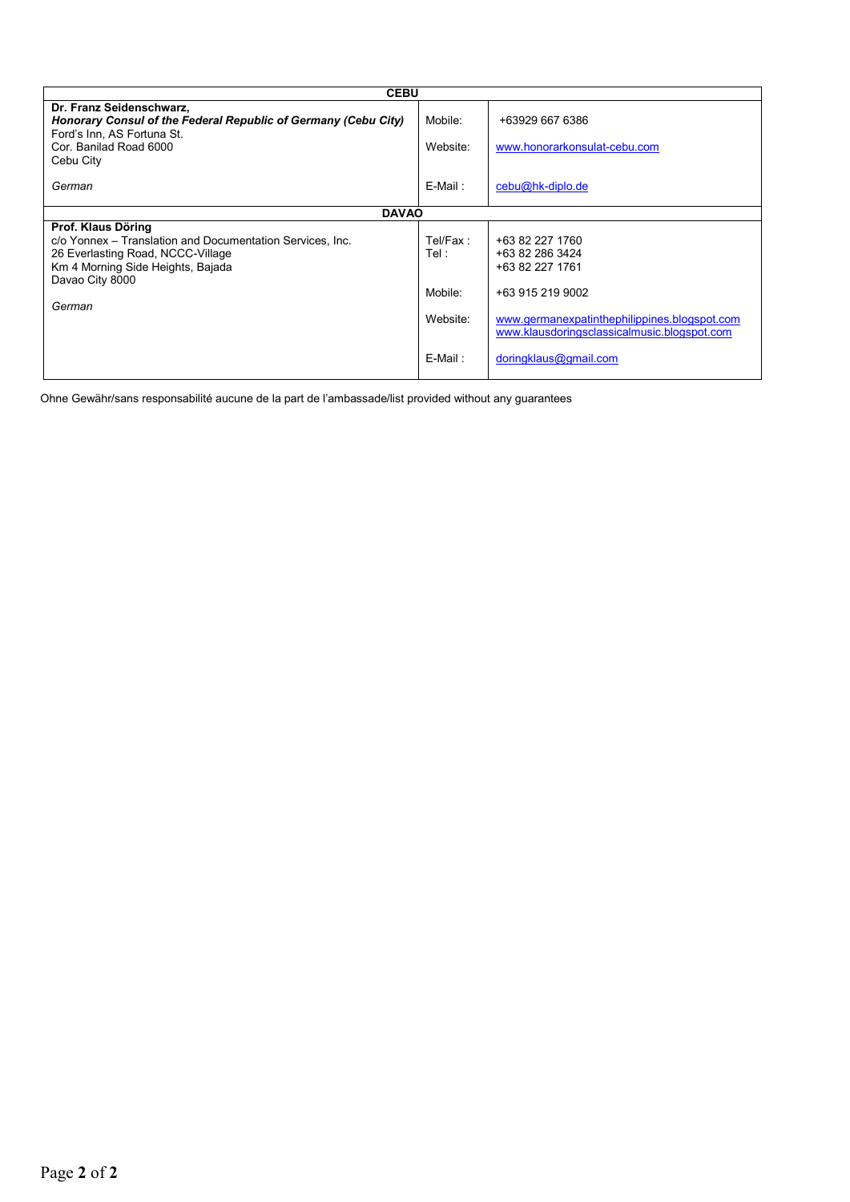| CEBU | | |
|---|---|---|
| **Dr. Franz Seidenschwarz,**<br>***Honorary Consul of the Federal Republic of Germany (Cebu City)***<br>Ford's Inn, AS Fortuna St.<br>Cor. Banilad Road 6000<br>Cebu City<br><br>*German* | Mobile:<br><br>Website:<br><br>E-Mail : | +63929 667 6386<br><br>www.honorarkonsulat-cebu.com<br><br>cebu@hk-diplo.de |
| **DAVAO** | | |
| **Prof. Klaus Döring**<br>c/o Yonnex – Translation and Documentation Services, Inc.<br>26 Everlasting Road, NCCC-Village<br>Km 4 Morning Side Heights, Bajada<br>Davao City 8000<br><br>*German* | Tel/Fax :<br>Tel :<br><br>Mobile:<br><br>Website:<br><br>E-Mail : | +63 82 227 1760<br>+63 82 286 3424<br>+63 82 227 1761<br><br>+63 915 219 9002<br><br>www.germanexpatinthephilippines.blogspot.com<br>www.klausdoringsclassicalmusic.blogspot.com<br><br>doringklaus@gmail.com |

Ohne Gewähr/sans responsabilité aucune de la part de l'ambassade/list provided without any guarantees